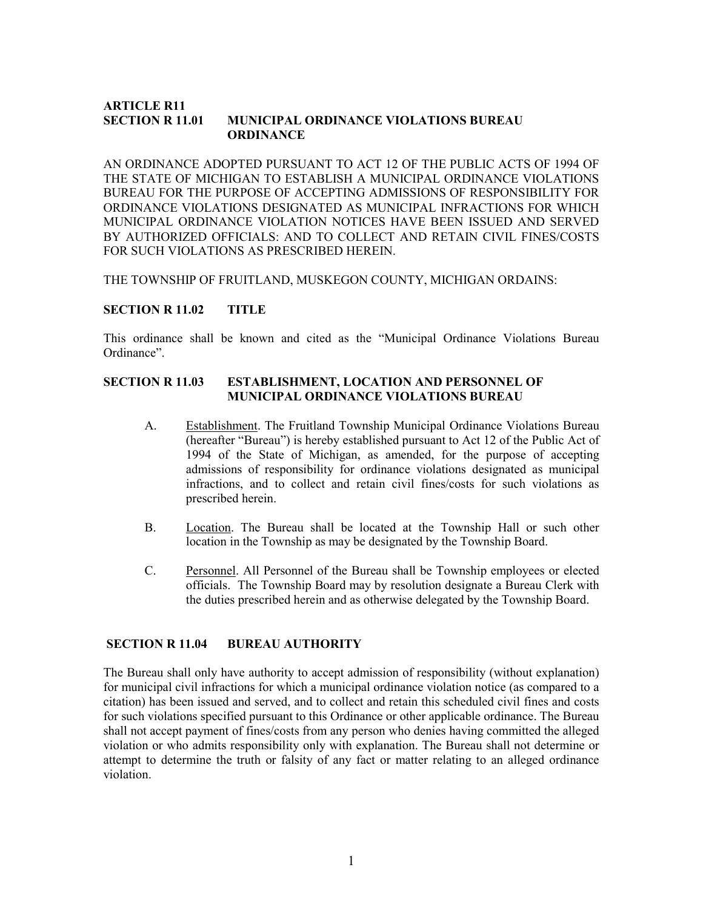## ARTICLE R11
## SECTION R 11.01 MUNICIPAL ORDINANCE VIOLATIONS BUREAU ORDINANCE

AN ORDINANCE ADOPTED PURSUANT TO ACT 12 OF THE PUBLIC ACTS OF 1994 OF THE STATE OF MICHIGAN TO ESTABLISH A MUNICIPAL ORDINANCE VIOLATIONS BUREAU FOR THE PURPOSE OF ACCEPTING ADMISSIONS OF RESPONSIBILITY FOR ORDINANCE VIOLATIONS DESIGNATED AS MUNICIPAL INFRACTIONS FOR WHICH MUNICIPAL ORDINANCE VIOLATION NOTICES HAVE BEEN ISSUED AND SERVED BY AUTHORIZED OFFICIALS: AND TO COLLECT AND RETAIN CIVIL FINES/COSTS FOR SUCH VIOLATIONS AS PRESCRIBED HEREIN.

THE TOWNSHIP OF FRUITLAND, MUSKEGON COUNTY, MICHIGAN ORDAINS:

### SECTION R 11.02 TITLE

This ordinance shall be known and cited as the "Municipal Ordinance Violations Bureau Ordinance".

### SECTION R 11.03 ESTABLISHMENT, LOCATION AND PERSONNEL OF MUNICIPAL ORDINANCE VIOLATIONS BUREAU

A. Establishment. The Fruitland Township Municipal Ordinance Violations Bureau (hereafter "Bureau") is hereby established pursuant to Act 12 of the Public Act of 1994 of the State of Michigan, as amended, for the purpose of accepting admissions of responsibility for ordinance violations designated as municipal infractions, and to collect and retain civil fines/costs for such violations as prescribed herein.

B. Location. The Bureau shall be located at the Township Hall or such other location in the Township as may be designated by the Township Board.

C. Personnel. All Personnel of the Bureau shall be Township employees or elected officials. The Township Board may by resolution designate a Bureau Clerk with the duties prescribed herein and as otherwise delegated by the Township Board.

### SECTION R 11.04 BUREAU AUTHORITY

The Bureau shall only have authority to accept admission of responsibility (without explanation) for municipal civil infractions for which a municipal ordinance violation notice (as compared to a citation) has been issued and served, and to collect and retain this scheduled civil fines and costs for such violations specified pursuant to this Ordinance or other applicable ordinance. The Bureau shall not accept payment of fines/costs from any person who denies having committed the alleged violation or who admits responsibility only with explanation. The Bureau shall not determine or attempt to determine the truth or falsity of any fact or matter relating to an alleged ordinance violation.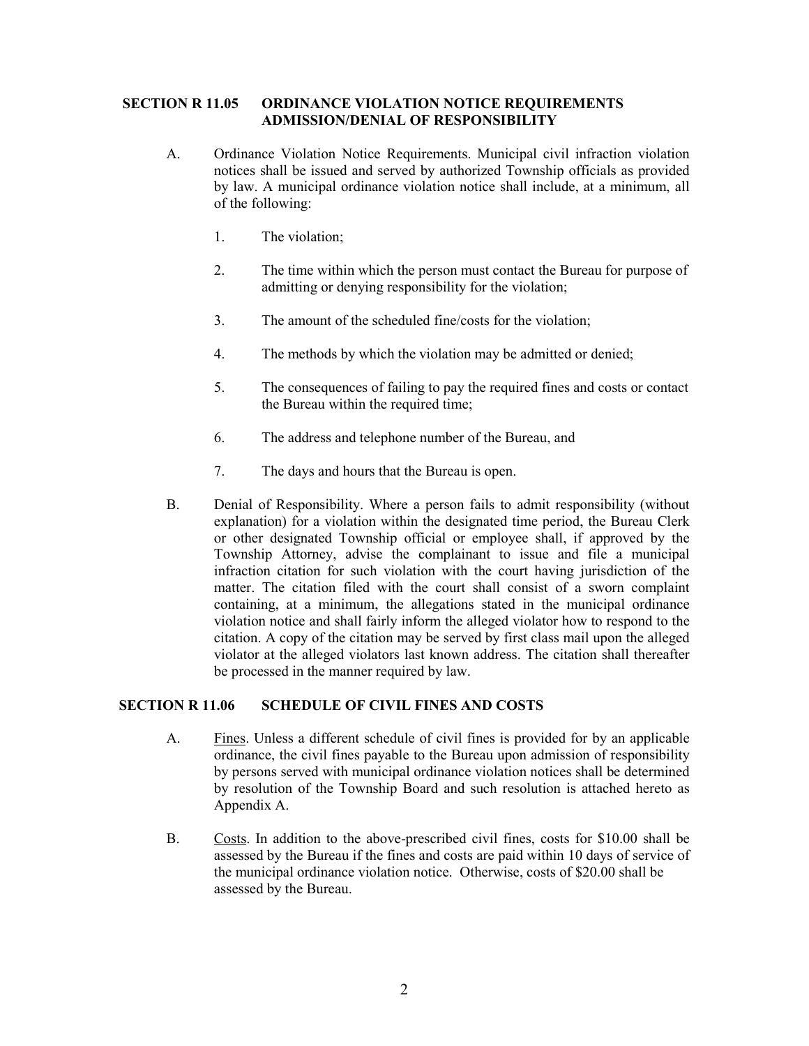## SECTION R 11.05 ORDINANCE VIOLATION NOTICE REQUIREMENTS ADMISSION/DENIAL OF RESPONSIBILITY

A. Ordinance Violation Notice Requirements. Municipal civil infraction violation notices shall be issued and served by authorized Township officials as provided by law. A municipal ordinance violation notice shall include, at a minimum, all of the following:

1. The violation;

2. The time within which the person must contact the Bureau for purpose of admitting or denying responsibility for the violation;

3. The amount of the scheduled fine/costs for the violation;

4. The methods by which the violation may be admitted or denied;

5. The consequences of failing to pay the required fines and costs or contact the Bureau within the required time;

6. The address and telephone number of the Bureau, and

7. The days and hours that the Bureau is open.

B. Denial of Responsibility. Where a person fails to admit responsibility (without explanation) for a violation within the designated time period, the Bureau Clerk or other designated Township official or employee shall, if approved by the Township Attorney, advise the complainant to issue and file a municipal infraction citation for such violation with the court having jurisdiction of the matter. The citation filed with the court shall consist of a sworn complaint containing, at a minimum, the allegations stated in the municipal ordinance violation notice and shall fairly inform the alleged violator how to respond to the citation. A copy of the citation may be served by first class mail upon the alleged violator at the alleged violators last known address. The citation shall thereafter be processed in the manner required by law.

## SECTION R 11.06 SCHEDULE OF CIVIL FINES AND COSTS

A. Fines. Unless a different schedule of civil fines is provided for by an applicable ordinance, the civil fines payable to the Bureau upon admission of responsibility by persons served with municipal ordinance violation notices shall be determined by resolution of the Township Board and such resolution is attached hereto as Appendix A.

B. Costs. In addition to the above-prescribed civil fines, costs for $10.00 shall be assessed by the Bureau if the fines and costs are paid within 10 days of service of the municipal ordinance violation notice. Otherwise, costs of $20.00 shall be assessed by the Bureau.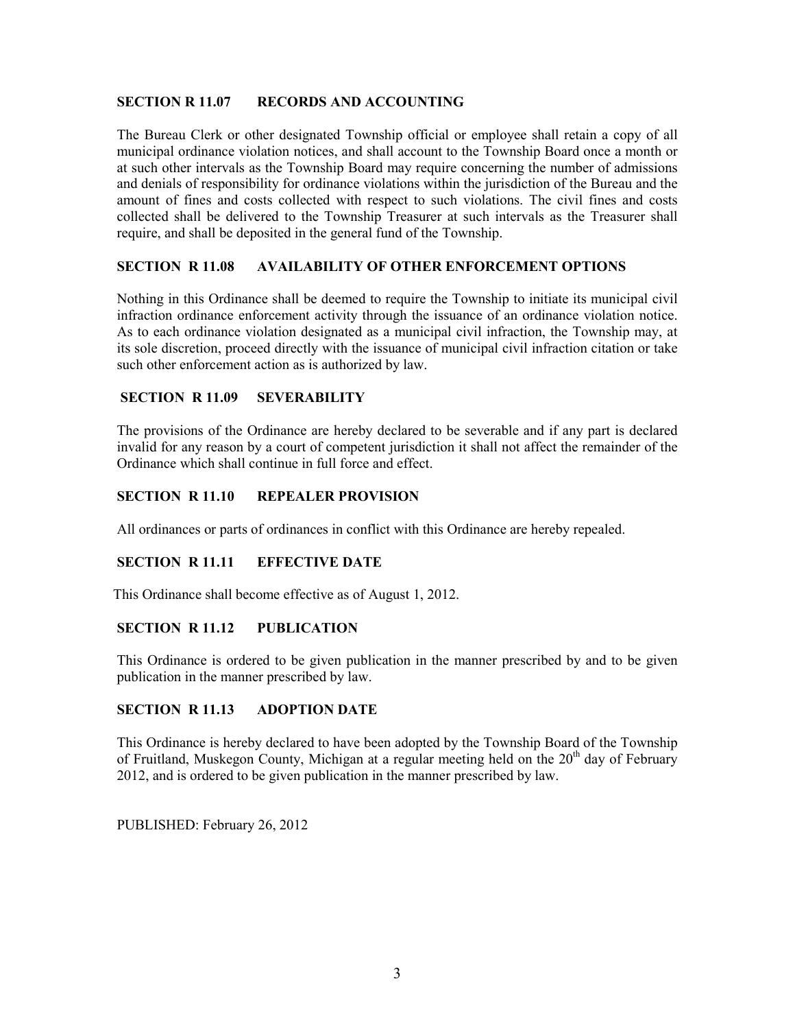### SECTION R 11.07 RECORDS AND ACCOUNTING

The Bureau Clerk or other designated Township official or employee shall retain a copy of all municipal ordinance violation notices, and shall account to the Township Board once a month or at such other intervals as the Township Board may require concerning the number of admissions and denials of responsibility for ordinance violations within the jurisdiction of the Bureau and the amount of fines and costs collected with respect to such violations. The civil fines and costs collected shall be delivered to the Township Treasurer at such intervals as the Treasurer shall require, and shall be deposited in the general fund of the Township.

### SECTION R 11.08 AVAILABILITY OF OTHER ENFORCEMENT OPTIONS

Nothing in this Ordinance shall be deemed to require the Township to initiate its municipal civil infraction ordinance enforcement activity through the issuance of an ordinance violation notice. As to each ordinance violation designated as a municipal civil infraction, the Township may, at its sole discretion, proceed directly with the issuance of municipal civil infraction citation or take such other enforcement action as is authorized by law.

### SECTION R 11.09 SEVERABILITY

The provisions of the Ordinance are hereby declared to be severable and if any part is declared invalid for any reason by a court of competent jurisdiction it shall not affect the remainder of the Ordinance which shall continue in full force and effect.

### SECTION R 11.10 REPEALER PROVISION

All ordinances or parts of ordinances in conflict with this Ordinance are hereby repealed.

### SECTION R 11.11 EFFECTIVE DATE

This Ordinance shall become effective as of August 1, 2012.

### SECTION R 11.12 PUBLICATION

This Ordinance is ordered to be given publication in the manner prescribed by and to be given publication in the manner prescribed by law.

### SECTION R 11.13 ADOPTION DATE

This Ordinance is hereby declared to have been adopted by the Township Board of the Township of Fruitland, Muskegon County, Michigan at a regular meeting held on the 20th day of February 2012, and is ordered to be given publication in the manner prescribed by law.

PUBLISHED: February 26, 2012